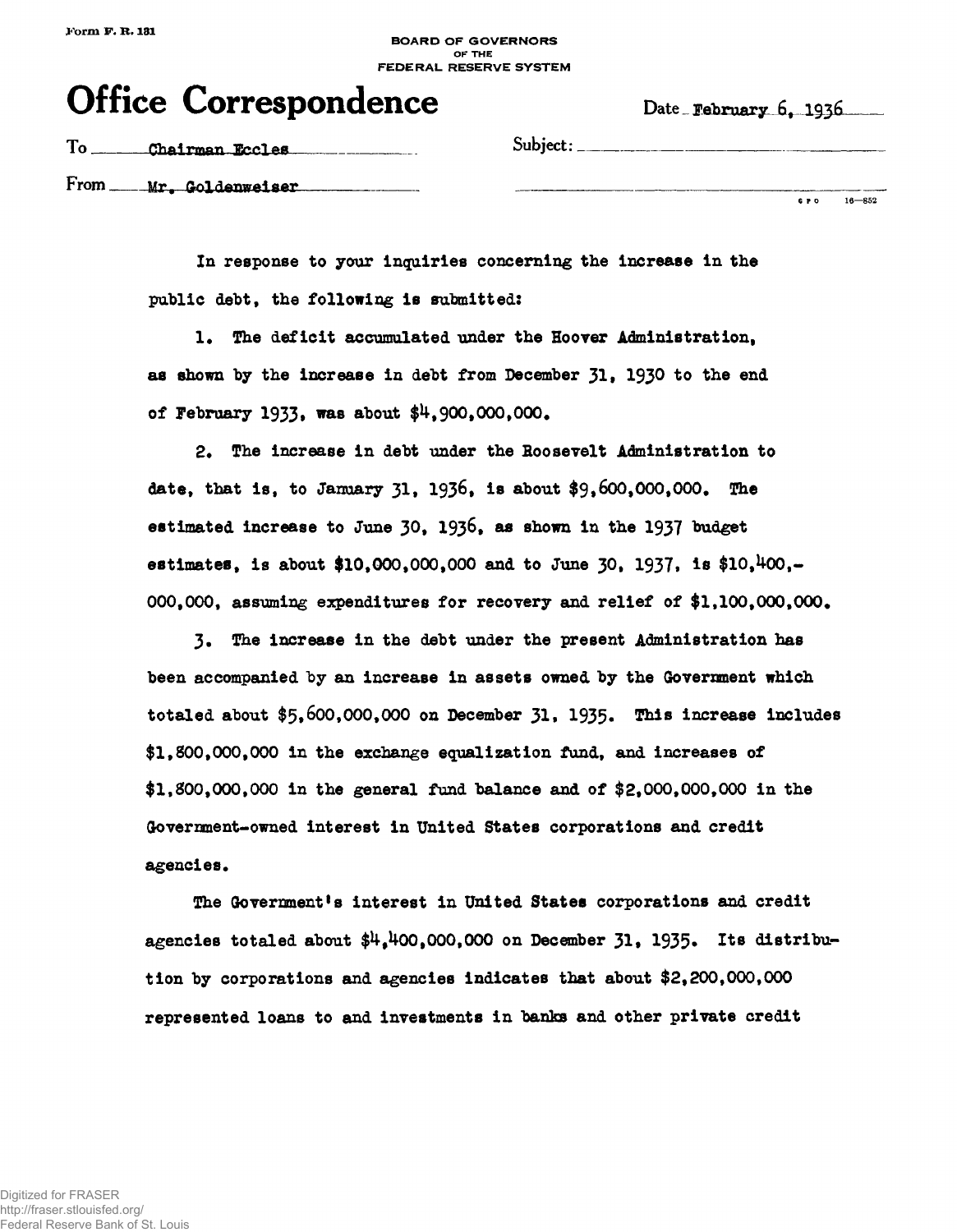Form F. R. 131

BOARD OF GOVERNORS
OF THE
FEDERAL RESERVE SYSTEM

# Office Correspondence

Date February 6, 1936

To Chairman Eccles

From Mr. Goldenweiser

Subject:

In response to your inquiries concerning the increase in the public debt, the following is submitted:

1. The deficit accumulated under the Hoover Administration, as shown by the increase in debt from December 31, 1930 to the end of February 1933, was about $4,900,000,000.

2. The increase in debt under the Roosevelt Administration to date, that is, to January 31, 1936, is about $9,600,000,000. The estimated increase to June 30, 1936, as shown in the 1937 budget estimates, is about $10,000,000,000 and to June 30, 1937, is $10,400,-000,000, assuming expenditures for recovery and relief of $1,100,000,000.

3. The increase in the debt under the present Administration has been accompanied by an increase in assets owned by the Government which totaled about $5,600,000,000 on December 31, 1935. This increase includes $1,800,000,000 in the exchange equalization fund, and increases of $1,800,000,000 in the general fund balance and of $2,000,000,000 in the Government-owned interest in United States corporations and credit agencies.

The Government's interest in United States corporations and credit agencies totaled about $4,400,000,000 on December 31, 1935. Its distribution by corporations and agencies indicates that about $2,200,000,000 represented loans to and investments in banks and other private credit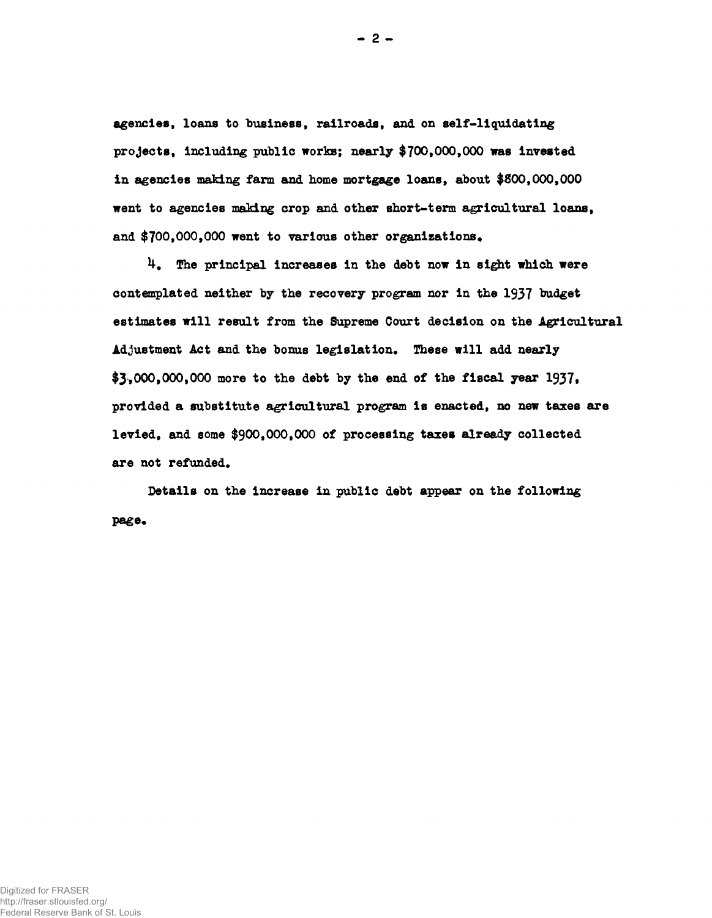agencies, loans to business, railroads, and on self-liquidating projects, including public works; nearly $700,000,000 was invested in agencies making farm and home mortgage loans, about $800,000,000 went to agencies making crop and other short-term agricultural loans, and $700,000,000 went to various other organizations.

4. The principal increases in the debt now in sight which were contemplated neither by the recovery program nor in the 1937 budget estimates will result from the Supreme Court decision on the Agricultural Adjustment Act and the bonus legislation. These will add nearly $3,000,000,000 more to the debt by the end of the fiscal year 1937, provided a substitute agricultural program is enacted, no new taxes are levied, and some $900,000,000 of processing taxes already collected are not refunded.

Details on the increase in public debt appear on the following page.